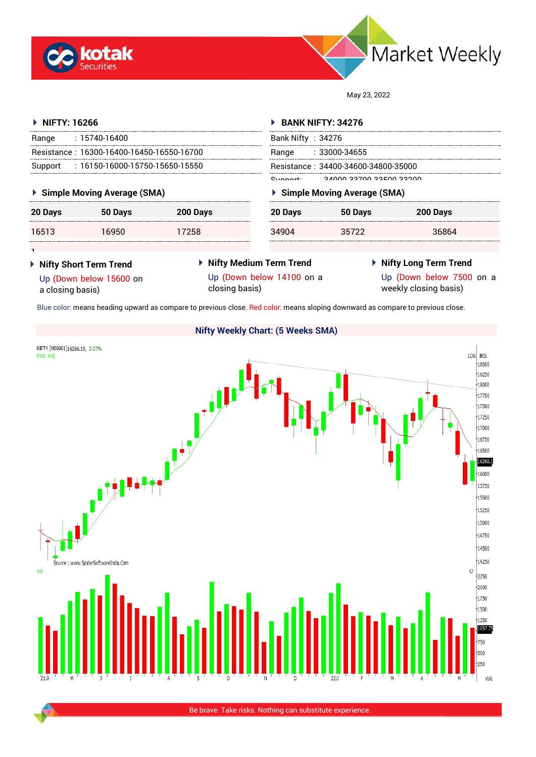Market Weekly

May 23, 2022

## NIFTY: 16266

| | |
|---|---|
| Range | : 15740-16400 |
| Resistance | : 16300-16400-16450-16550-16700 |
| Support | : 16150-16000-15750-15650-15550 |

## BANK NIFTY: 34276

| | |
|---|---|
| Bank Nifty | : 34276 |
| Range | : 33000-34655 |
| Resistance | : 34400-34600-34800-35000 |
| Support: | 34000-33700-33500-33200 |

### Simple Moving Average (SMA) – NIFTY

| 20 Days | 50 Days | 200 Days |
|---|---|---|
| 16513 | 16950 | 17258 |

### Simple Moving Average (SMA) – BANK NIFTY

| 20 Days | 50 Days | 200 Days |
|---|---|---|
| 34904 | 35722 | 36864 |

### Nifty Short Term Trend

Up (Down below 15600 on a closing basis)

### Nifty Medium Term Trend

Up (Down below 14100 on a closing basis)

### Nifty Long Term Trend

Up (Down below 7500 on a weekly closing basis)

Blue color: means heading upward as compare to previous close. Red color: means sloping downward as compare to previous close.

### Nifty Weekly Chart: (5 Weeks SMA)

Source : www.SpiderSoftwareIndia.Com

Be brave. Take risks. Nothing can substitute experience.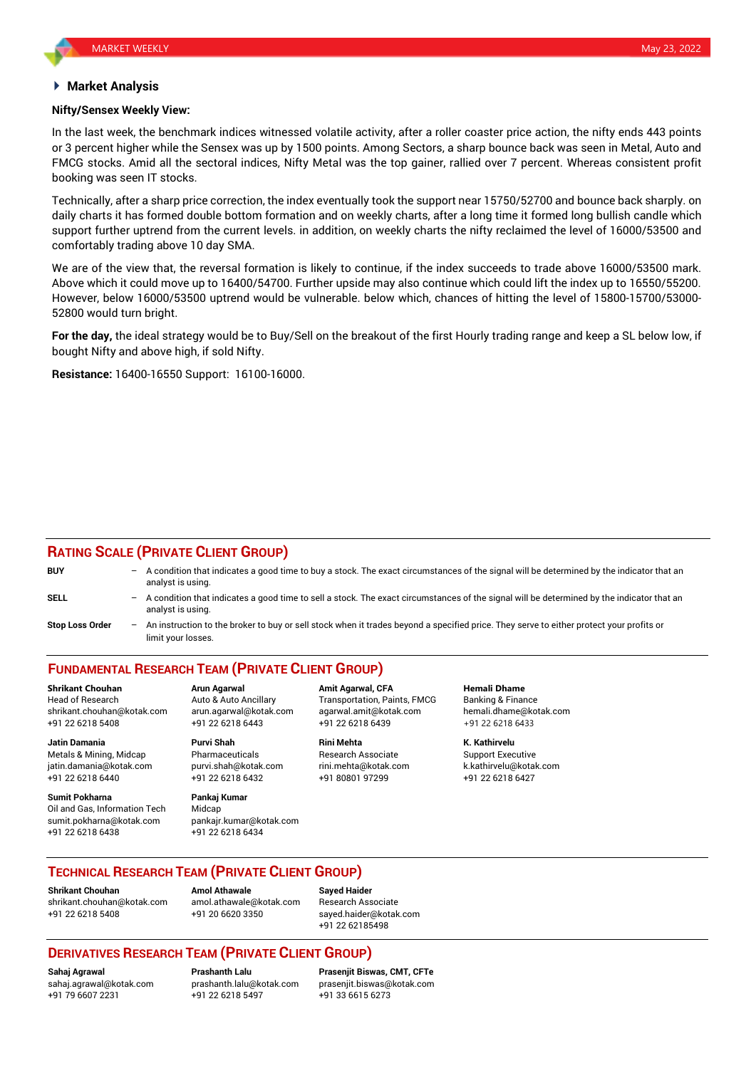## Market Analysis

**Nifty/Sensex Weekly View:**

In the last week, the benchmark indices witnessed volatile activity, after a roller coaster price action, the nifty ends 443 points or 3 percent higher while the Sensex was up by 1500 points. Among Sectors, a sharp bounce back was seen in Metal, Auto and FMCG stocks. Amid all the sectoral indices, Nifty Metal was the top gainer, rallied over 7 percent. Whereas consistent profit booking was seen IT stocks.

Technically, after a sharp price correction, the index eventually took the support near 15750/52700 and bounce back sharply. on daily charts it has formed double bottom formation and on weekly charts, after a long time it formed long bullish candle which support further uptrend from the current levels. in addition, on weekly charts the nifty reclaimed the level of 16000/53500 and comfortably trading above 10 day SMA.

We are of the view that, the reversal formation is likely to continue, if the index succeeds to trade above 16000/53500 mark. Above which it could move up to 16400/54700. Further upside may also continue which could lift the index up to 16550/55200. However, below 16000/53500 uptrend would be vulnerable. below which, chances of hitting the level of 15800-15700/53000-52800 would turn bright.

**For the day,** the ideal strategy would be to Buy/Sell on the breakout of the first Hourly trading range and keep a SL below low, if bought Nifty and above high, if sold Nifty.

**Resistance:** 16400-16550 Support: 16100-16000.

## RATING SCALE (PRIVATE CLIENT GROUP)

**BUY** – A condition that indicates a good time to buy a stock. The exact circumstances of the signal will be determined by the indicator that an analyst is using.

**SELL** – A condition that indicates a good time to sell a stock. The exact circumstances of the signal will be determined by the indicator that an analyst is using.

**Stop Loss Order** – An instruction to the broker to buy or sell stock when it trades beyond a specified price. They serve to either protect your profits or limit your losses.

## FUNDAMENTAL RESEARCH TEAM (PRIVATE CLIENT GROUP)

**Shrikant Chouhan**
Head of Research
shrikant.chouhan@kotak.com
+91 22 6218 5408

**Arun Agarwal**
Auto & Auto Ancillary
arun.agarwal@kotak.com
+91 22 6218 6443

**Amit Agarwal, CFA**
Transportation, Paints, FMCG
agarwal.amit@kotak.com
+91 22 6218 6439

**Hemali Dhame**
Banking & Finance
hemali.dhame@kotak.com
+91 22 6218 6433

**Jatin Damania**
Metals & Mining, Midcap
jatin.damania@kotak.com
+91 22 6218 6440

**Purvi Shah**
Pharmaceuticals
purvi.shah@kotak.com
+91 22 6218 6432

**Rini Mehta**
Research Associate
rini.mehta@kotak.com
+91 80801 97299

**K. Kathirvelu**
Support Executive
k.kathirvelu@kotak.com
+91 22 6218 6427

**Sumit Pokharna**
Oil and Gas, Information Tech
sumit.pokharna@kotak.com
+91 22 6218 6438

**Pankaj Kumar**
Midcap
pankajr.kumar@kotak.com
+91 22 6218 6434

## TECHNICAL RESEARCH TEAM (PRIVATE CLIENT GROUP)

**Shrikant Chouhan**
shrikant.chouhan@kotak.com
+91 22 6218 5408

**Amol Athawale**
amol.athawale@kotak.com
+91 20 6620 3350

**Sayed Haider**
Research Associate
sayed.haider@kotak.com
+91 22 62185498

## DERIVATIVES RESEARCH TEAM (PRIVATE CLIENT GROUP)

**Sahaj Agrawal**
sahaj.agrawal@kotak.com
+91 79 6607 2231

**Prashanth Lalu**
prashanth.lalu@kotak.com
+91 22 6218 5497

**Prasenjit Biswas, CMT, CFTe**
prasenjit.biswas@kotak.com
+91 33 6615 6273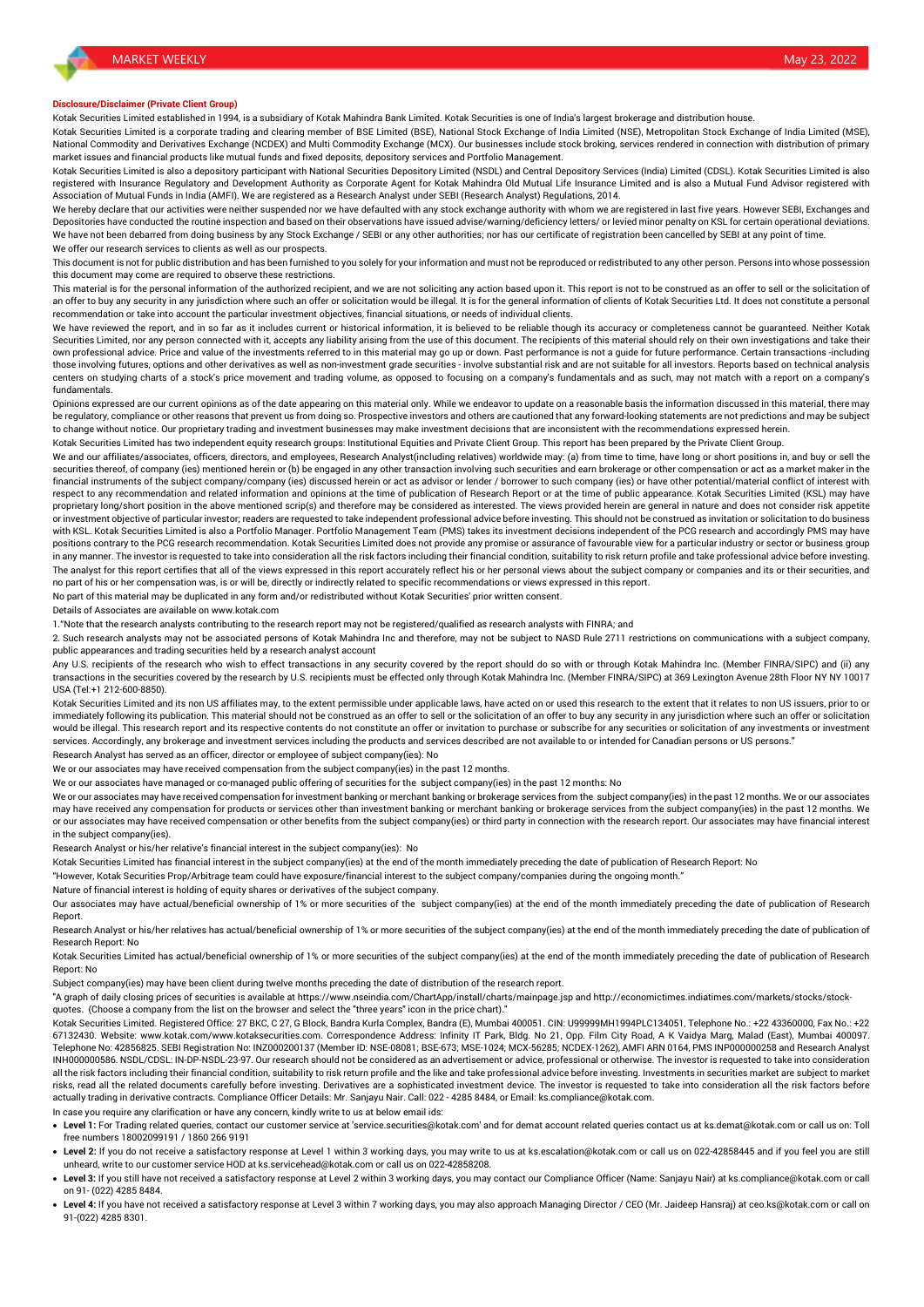#### Disclosure/Disclaimer (Private Client Group)

Kotak Securities Limited established in 1994, is a subsidiary of Kotak Mahindra Bank Limited. Kotak Securities is one of India's largest brokerage and distribution house.

Kotak Securities Limited is a corporate trading and clearing member of BSE Limited (BSE), National Stock Exchange of India Limited (NSE), Metropolitan Stock Exchange of India Limited (MSE), National Commodity and Derivatives Exchange (NCDEX) and Multi Commodity Exchange (MCX). Our businesses include stock broking, services rendered in connection with distribution of primary market issues and financial products like mutual funds and fixed deposits, depository services and Portfolio Management.

Kotak Securities Limited is also a depository participant with National Securities Depository Limited (NSDL) and Central Depository Services (India) Limited (CDSL). Kotak Securities Limited is also registered with Insurance Regulatory and Development Authority as Corporate Agent for Kotak Mahindra Old Mutual Life Insurance Limited and is also a Mutual Fund Advisor registered with Association of Mutual Funds in India (AMFI). We are registered as a Research Analyst under SEBI (Research Analyst) Regulations, 2014.

We hereby declare that our activities were neither suspended nor we have defaulted with any stock exchange authority with whom we are registered in last five years. However SEBI, Exchanges and Depositories have conducted the routine inspection and based on their observations have issued advise/warning/deficiency letters/ or levied minor penalty on KSL for certain operational deviations. We have not been debarred from doing business by any Stock Exchange / SEBI or any other authorities; nor has our certificate of registration been cancelled by SEBI at any point of time.

We offer our research services to clients as well as our prospects.

This document is not for public distribution and has been furnished to you solely for your information and must not be reproduced or redistributed to any other person. Persons into whose possession this document may come are required to observe these restrictions.

This material is for the personal information of the authorized recipient, and we are not soliciting any action based upon it. This report is not to be construed as an offer to sell or the solicitation of an offer to buy any security in any jurisdiction where such an offer or solicitation would be illegal. It is for the general information of clients of Kotak Securities Ltd. It does not constitute a personal recommendation or take into account the particular investment objectives, financial situations, or needs of individual clients.

We have reviewed the report, and in so far as it includes current or historical information, it is believed to be reliable though its accuracy or completeness cannot be guaranteed. Neither Kotak Securities Limited, nor any person connected with it, accepts any liability arising from the use of this document. The recipients of this material should rely on their own investigations and take their own professional advice. Price and value of the investments referred to in this material may go up or down. Past performance is not a guide for future performance. Certain transactions -including those involving futures, options and other derivatives as well as non-investment grade securities - involve substantial risk and are not suitable for all investors. Reports based on technical analysis centers on studying charts of a stock's price movement and trading volume, as opposed to focusing on a company's fundamentals and as such, may not match with a report on a company's fundamentals.

Opinions expressed are our current opinions as of the date appearing on this material only. While we endeavor to update on a reasonable basis the information discussed in this material, there may be regulatory, compliance or other reasons that prevent us from doing so. Prospective investors and others are cautioned that any forward-looking statements are not predictions and may be subject to change without notice. Our proprietary trading and investment businesses may make investment decisions that are inconsistent with the recommendations expressed herein.

Kotak Securities Limited has two independent equity research groups: Institutional Equities and Private Client Group. This report has been prepared by the Private Client Group.

We and our affiliates/associates, officers, directors, and employees, Research Analyst(including relatives) worldwide may: (a) from time to time, have long or short positions in, and buy or sell the securities thereof, of company (ies) mentioned herein or (b) be engaged in any other transaction involving such securities and earn brokerage or other compensation or act as a market maker in the financial instruments of the subject company/company (ies) discussed herein or act as advisor or lender / borrower to such company (ies) or have other potential/material conflict of interest with respect to any recommendation and related information and opinions at the time of publication of Research Report or at the time of public appearance. Kotak Securities Limited (KSL) may have proprietary long/short position in the above mentioned scrip(s) and therefore may be considered as interested. The views provided herein are general in nature and does not consider risk appetite or investment objective of particular investor; readers are requested to take independent professional advice before investing. This should not be construed as invitation or solicitation to do business with KSL. Kotak Securities Limited is also a Portfolio Manager. Portfolio Management Team (PMS) takes its investment decisions independent of the PCG research and accordingly PMS may have positions contrary to the PCG research recommendation. Kotak Securities Limited does not provide any promise or assurance of favourable view for a particular industry or sector or business group in any manner. The investor is requested to take into consideration all the risk factors including their financial condition, suitability to risk return profile and take professional advice before investing.

The analyst for this report certifies that all of the views expressed in this report accurately reflect his or her personal views about the subject company or companies and its or their securities, and no part of his or her compensation was, is or will be, directly or indirectly related to specific recommendations or views expressed in this report.

No part of this material may be duplicated in any form and/or redistributed without Kotak Securities' prior written consent.

Details of Associates are available on www.kotak.com

1."Note that the research analysts contributing to the research report may not be registered/qualified as research analysts with FINRA; and

2. Such research analysts may not be associated persons of Kotak Mahindra Inc and therefore, may not be subject to NASD Rule 2711 restrictions on communications with a subject company, public appearances and trading securities held by a research analyst account

Any U.S. recipients of the research who wish to effect transactions in any security covered by the report should do so with or through Kotak Mahindra Inc. (Member FINRA/SIPC) and (ii) any transactions in the securities covered by the research by U.S. recipients must be effected only through Kotak Mahindra Inc. (Member FINRA/SIPC) at 369 Lexington Avenue 28th Floor NY NY 10017 USA (Tel:+1 212-600-8850).

Kotak Securities Limited and its non US affiliates may, to the extent permissible under applicable laws, have acted on or used this research to the extent that it relates to non US issuers, prior to or immediately following its publication. This material should not be construed as an offer to sell or the solicitation of an offer to buy any security in any jurisdiction where such an offer or solicitation would be illegal. This research report and its respective contents do not constitute an offer or invitation to purchase or subscribe for any securities or solicitation of any investments or investment services. Accordingly, any brokerage and investment services including the products and services described are not available to or intended for Canadian persons or US persons."

Research Analyst has served as an officer, director or employee of subject company(ies): No

We or our associates may have received compensation from the subject company(ies) in the past 12 months.

We or our associates have managed or co-managed public offering of securities for the subject company(ies) in the past 12 months: No

We or our associates may have received compensation for investment banking or merchant banking or brokerage services from the subject company(ies) in the past 12 months. We or our associates may have received any compensation for products or services other than investment banking or merchant banking or brokerage services from the subject company(ies) in the past 12 months. We or our associates may have received compensation or other benefits from the subject company(ies) or third party in connection with the research report. Our associates may have financial interest in the subject company(ies).

Research Analyst or his/her relative's financial interest in the subject company(ies): No

Kotak Securities Limited has financial interest in the subject company(ies) at the end of the month immediately preceding the date of publication of Research Report: No

"However, Kotak Securities Prop/Arbitrage team could have exposure/financial interest to the subject company/companies during the ongoing month."

Nature of financial interest is holding of equity shares or derivatives of the subject company.

Our associates may have actual/beneficial ownership of 1% or more securities of the subject company(ies) at the end of the month immediately preceding the date of publication of Research Report.

Research Analyst or his/her relatives has actual/beneficial ownership of 1% or more securities of the subject company(ies) at the end of the month immediately preceding the date of publication of Research Report: No

Kotak Securities Limited has actual/beneficial ownership of 1% or more securities of the subject company(ies) at the end of the month immediately preceding the date of publication of Research Report: No

Subject company(ies) may have been client during twelve months preceding the date of distribution of the research report.

"A graph of daily closing prices of securities is available at https://www.nseindia.com/ChartApp/install/charts/mainpage.jsp and http://economictimes.indiatimes.com/markets/stocks/stock-quotes. (Choose a company from the list on the browser and select the "three years" icon in the price chart)."

Kotak Securities Limited. Registered Office: 27 BKC, C 27, G Block, Bandra Kurla Complex, Bandra (E), Mumbai 400051. CIN: U99999MH1994PLC134051, Telephone No.: +22 43360000, Fax No.: +22 67132430. Website: www.kotak.com/www.kotaksecurities.com. Correspondence Address: Infinity IT Park, Bldg. No 21, Opp. Film City Road, A K Vaidya Marg, Malad (East), Mumbai 400097. Telephone No: 42856825. SEBI Registration No: INZ000200137 (Member ID: NSE-08081; BSE-673; MSE-1024; MCX-56285; NCDEX-1262), AMFI ARN 0164, PMS INP000000258 and Research Analyst INH000000586. NSDL/CDSL: IN-DP-NSDL-23-97. Our research should not be considered as an advertisement or advice, professional or otherwise. The investor is requested to take into consideration all the risk factors including their financial condition, suitability to risk return profile and the like and take professional advice before investing. Investments in securities market are subject to market risks, read all the related documents carefully before investing. Derivatives are a sophisticated investment device. The investor is requested to take into consideration all the risk factors before actually trading in derivative contracts. Compliance Officer Details: Mr. Sanjayu Nair. Call: 022 - 4285 8484, or Email: ks.compliance@kotak.com.

In case you require any clarification or have any concern, kindly write to us at below email ids:

- **Level 1:** For Trading related queries, contact our customer service at 'service.securities@kotak.com' and for demat account related queries contact us at ks.demat@kotak.com or call us on: Toll free numbers 18002099191 / 1860 266 9191
- **Level 2:** If you do not receive a satisfactory response at Level 1 within 3 working days, you may write to us at ks.escalation@kotak.com or call us on 022-42858445 and if you feel you are still unheard, write to our customer service HOD at ks.servicehead@kotak.com or call us on 022-42858208.
- **Level 3:** If you still have not received a satisfactory response at Level 2 within 3 working days, you may contact our Compliance Officer (Name: Sanjayu Nair) at ks.compliance@kotak.com or call on 91- (022) 4285 8484.
- **Level 4:** If you have not received a satisfactory response at Level 3 within 7 working days, you may also approach Managing Director / CEO (Mr. Jaideep Hansraj) at ceo.ks@kotak.com or call on 91-(022) 4285 8301.